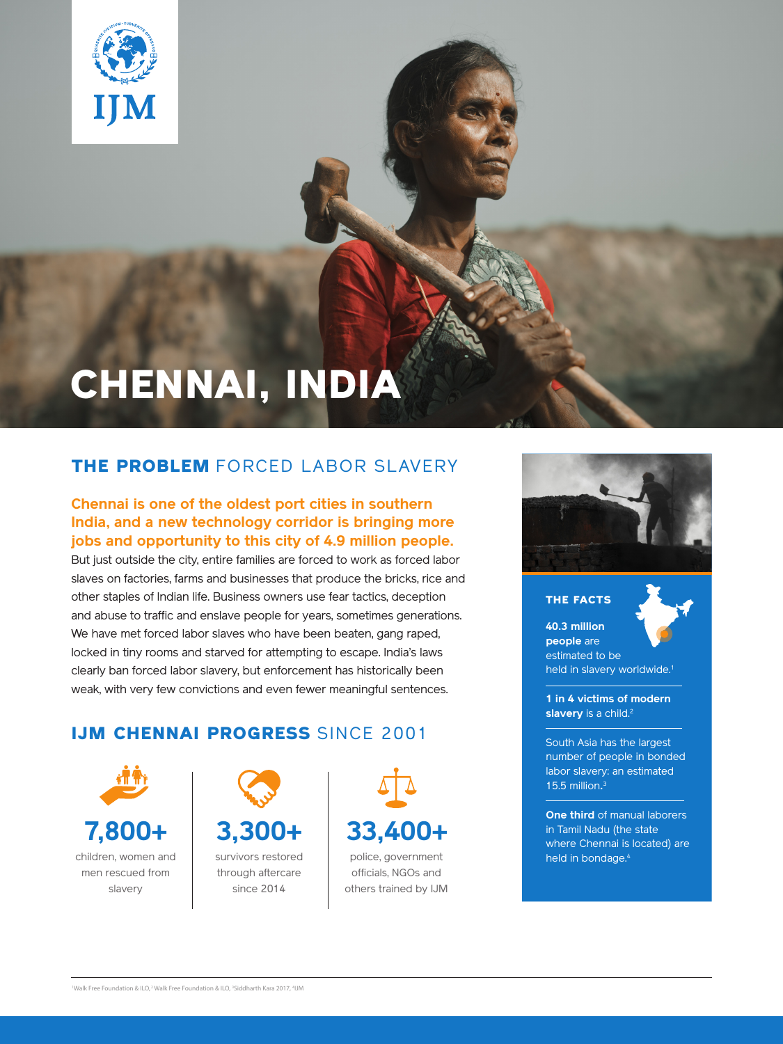IJM

# CHENNAI, INDIA

## THE PROBLEM FORCED LABOR SLAVERY

**Chennai is one of the oldest port cities in southern India, and a new technology corridor is bringing more jobs and opportunity to this city of 4.9 million people.** But just outside the city, entire families are forced to work as forced labor slaves on factories, farms and businesses that produce the bricks, rice and other staples of Indian life. Business owners use fear tactics, deception and abuse to traffic and enslave people for years, sometimes generations. We have met forced labor slaves who have been beaten, gang raped, locked in tiny rooms and starved for attempting to escape. India's laws clearly ban forced labor slavery, but enforcement has historically been weak, with very few convictions and even fewer meaningful sentences.

## IJM CHENNAI PROGRESS SINCE 2001

**7,800+**
children, women and men rescued from slavery

**3,300+**
survivors restored through aftercare since 2014

**33,400+**
police, government officials, NGOs and others trained by IJM

### THE FACTS

**40.3 million people** are estimated to be held in slavery worldwide.[1]

**1 in 4 victims of modern slavery** is a child.[2]

South Asia has the largest number of people in bonded labor slavery: an estimated 15.5 million.[3]

**One third** of manual laborers in Tamil Nadu (the state where Chennai is located) are held in bondage.[4]

[1]Walk Free Foundation & ILO, [2]Walk Free Foundation & ILO, [3]Siddharth Kara 2017, [4]IJM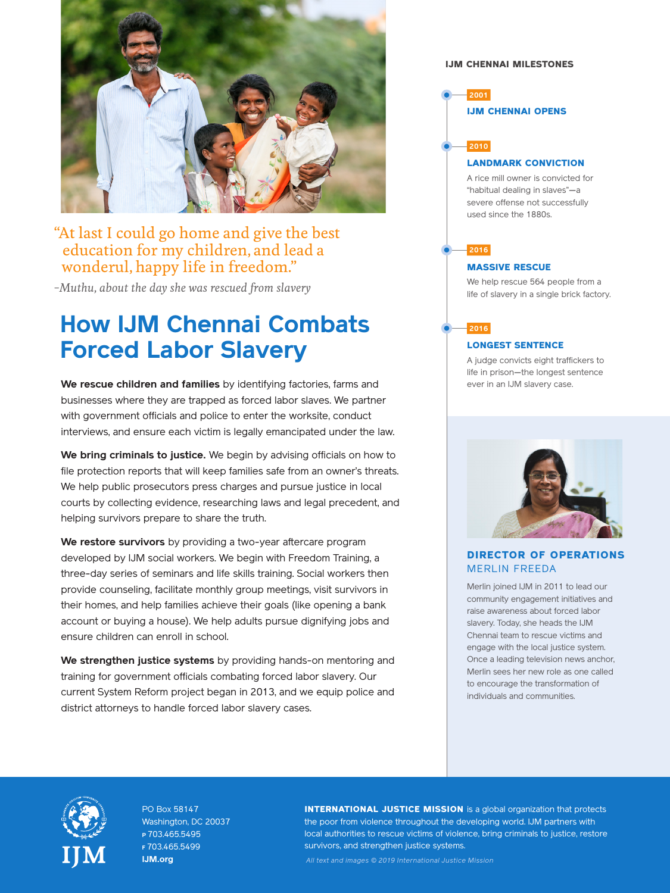"At last I could go home and give the best education for my children, and lead a wonderul, happy life in freedom."

*–Muthu, about the day she was rescued from slavery*

# How IJM Chennai Combats Forced Labor Slavery

**We rescue children and families** by identifying factories, farms and businesses where they are trapped as forced labor slaves. We partner with government officials and police to enter the worksite, conduct interviews, and ensure each victim is legally emancipated under the law.

**We bring criminals to justice.** We begin by advising officials on how to file protection reports that will keep families safe from an owner's threats. We help public prosecutors press charges and pursue justice in local courts by collecting evidence, researching laws and legal precedent, and helping survivors prepare to share the truth.

**We restore survivors** by providing a two-year aftercare program developed by IJM social workers. We begin with Freedom Training, a three-day series of seminars and life skills training. Social workers then provide counseling, facilitate monthly group meetings, visit survivors in their homes, and help families achieve their goals (like opening a bank account or buying a house). We help adults pursue dignifying jobs and ensure children can enroll in school.

**We strengthen justice systems** by providing hands-on mentoring and training for government officials combating forced labor slavery. Our current System Reform project began in 2013, and we equip police and district attorneys to handle forced labor slavery cases.

## IJM CHENNAI MILESTONES

**2001**

**IJM CHENNAI OPENS**

**2010**

**LANDMARK CONVICTION**

A rice mill owner is convicted for "habitual dealing in slaves"—a severe offense not successfully used since the 1880s.

**2016**

**MASSIVE RESCUE**

We help rescue 564 people from a life of slavery in a single brick factory.

**2016**

**LONGEST SENTENCE**

A judge convicts eight traffickers to life in prison—the longest sentence ever in an IJM slavery case.

## DIRECTOR OF OPERATIONS
MERLIN FREEDA

Merlin joined IJM in 2011 to lead our community engagement initiatives and raise awareness about forced labor slavery. Today, she heads the IJM Chennai team to rescue victims and engage with the local justice system. Once a leading television news anchor, Merlin sees her new role as one called to encourage the transformation of individuals and communities.

IJM

PO Box 58147
Washington, DC 20037
P 703.465.5495
F 703.465.5499
**IJM.org**

**INTERNATIONAL JUSTICE MISSION** is a global organization that protects the poor from violence throughout the developing world. IJM partners with local authorities to rescue victims of violence, bring criminals to justice, restore survivors, and strengthen justice systems.

*All text and images © 2019 International Justice Mission*